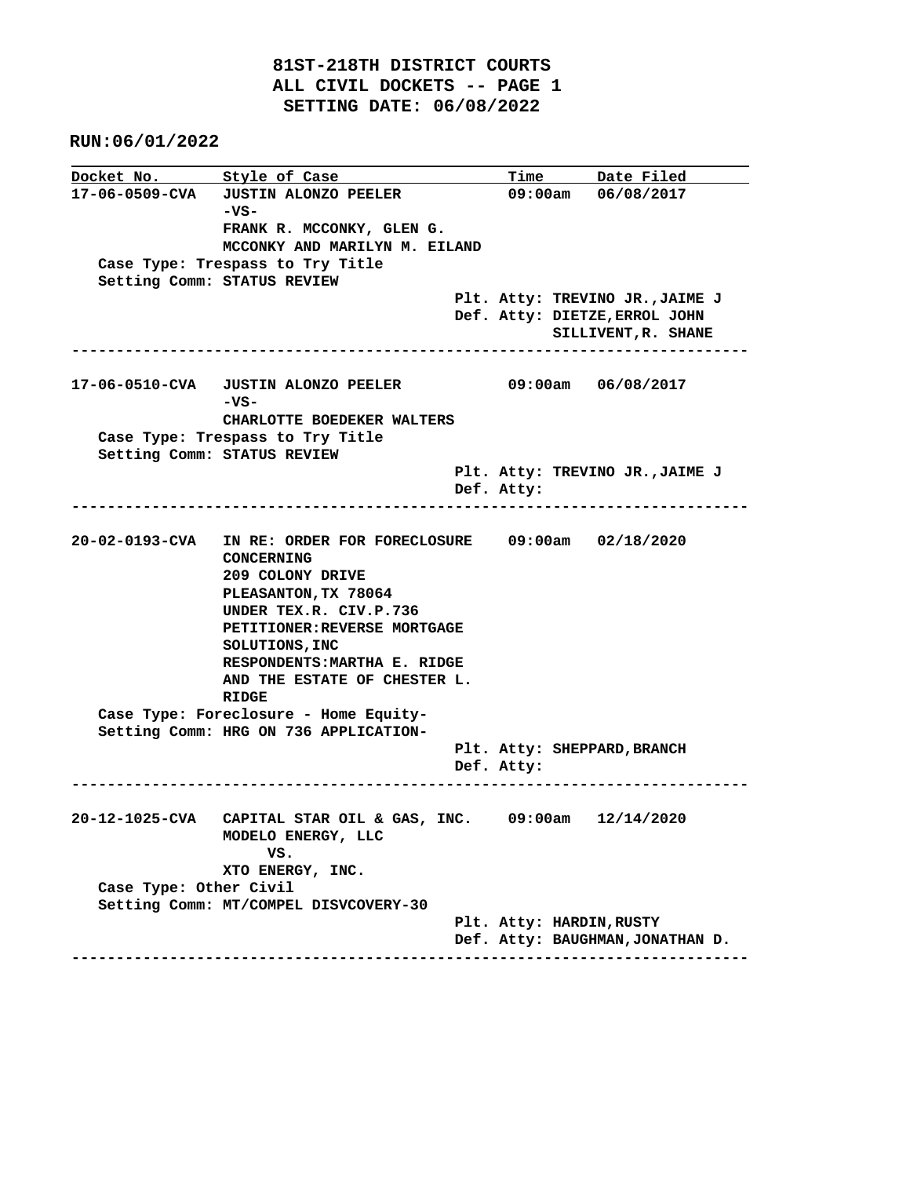**81ST-218TH DISTRICT COURTS**
**ALL CIVIL DOCKETS -- PAGE 1**
**SETTING DATE: 06/08/2022**

**RUN:06/01/2022**

| Docket No. | Style of Case | Time | Date Filed |
|---|---|---|---|
| 17-06-0509-CVA | JUSTIN ALONZO PEELER -VS- FRANK R. MCCONKY, GLEN G. MCCONKY AND MARILYN M. EILAND | 09:00am | 06/08/2017 |

Case Type: Trespass to Try Title
Setting Comm: STATUS REVIEW
Plt. Atty: TREVINO JR.,JAIME J
Def. Atty: DIETZE,ERROL JOHN
SILLIVENT,R. SHANE

---

| Docket No. | Style of Case | Time | Date Filed |
|---|---|---|---|
| 17-06-0510-CVA | JUSTIN ALONZO PEELER -VS- CHARLOTTE BOEDEKER WALTERS | 09:00am | 06/08/2017 |

Case Type: Trespass to Try Title
Setting Comm: STATUS REVIEW
Plt. Atty: TREVINO JR.,JAIME J
Def. Atty:

---

| Docket No. | Style of Case | Time | Date Filed |
|---|---|---|---|
| 20-02-0193-CVA | IN RE: ORDER FOR FORECLOSURE CONCERNING 209 COLONY DRIVE PLEASANTON,TX 78064 UNDER TEX.R. CIV.P.736 PETITIONER:REVERSE MORTGAGE SOLUTIONS,INC RESPONDENTS:MARTHA E. RIDGE AND THE ESTATE OF CHESTER L. RIDGE | 09:00am | 02/18/2020 |

Case Type: Foreclosure - Home Equity-
Setting Comm: HRG ON 736 APPLICATION-
Plt. Atty: SHEPPARD,BRANCH
Def. Atty:

---

| Docket No. | Style of Case | Time | Date Filed |
|---|---|---|---|
| 20-12-1025-CVA | CAPITAL STAR OIL & GAS, INC. MODELO ENERGY, LLC VS. XTO ENERGY, INC. | 09:00am | 12/14/2020 |

Case Type: Other Civil
Setting Comm: MT/COMPEL DISVCOVERY-30
Plt. Atty: HARDIN,RUSTY
Def. Atty: BAUGHMAN,JONATHAN D.

---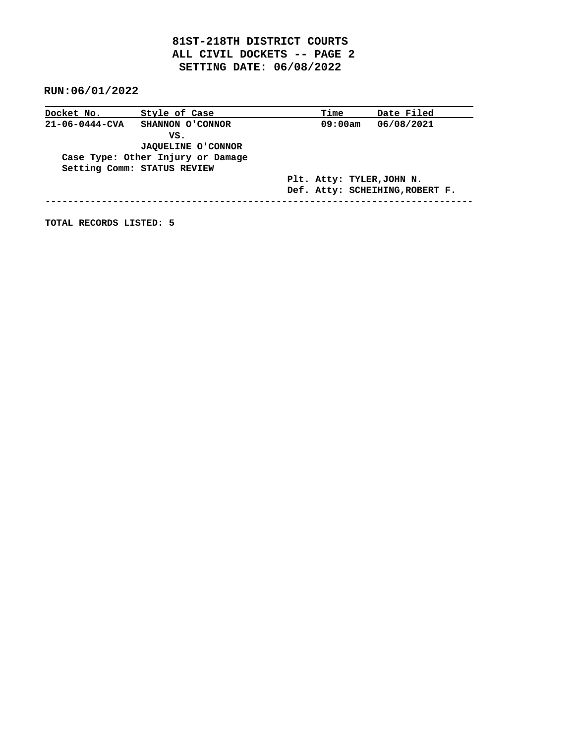**81ST-218TH DISTRICT COURTS**
**ALL CIVIL DOCKETS -- PAGE 2**
**SETTING DATE: 06/08/2022**

**RUN:06/01/2022**

| Docket No. | Style of Case | Time | Date Filed |
|---|---|---|---|
| 21-06-0444-CVA | SHANNON O'CONNOR VS. JAQUELINE O'CONNOR | 09:00am | 06/08/2021 |

Case Type: Other Injury or Damage
Setting Comm: STATUS REVIEW

Plt. Atty: TYLER,JOHN N.
Def. Atty: SCHEIHING,ROBERT F.

---

**TOTAL RECORDS LISTED: 5**